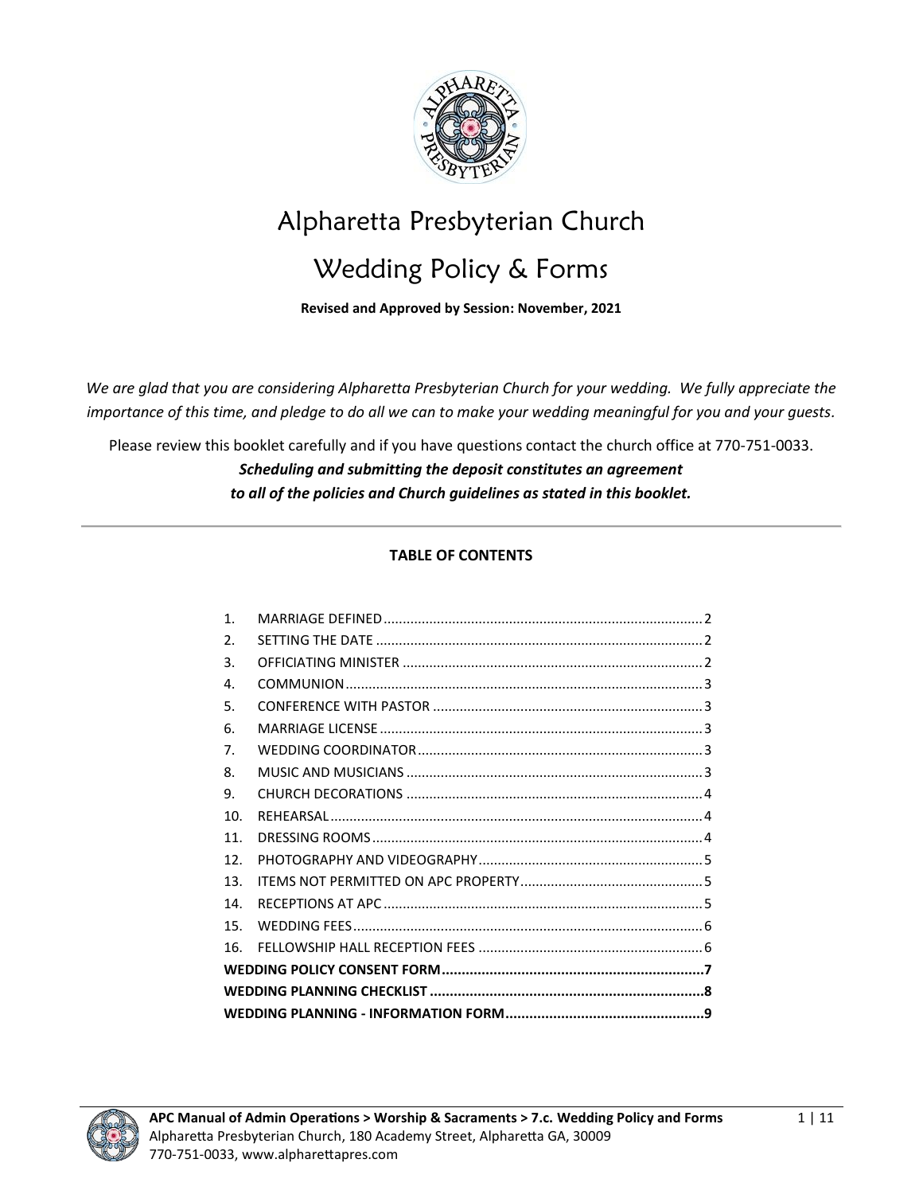# Alpharetta Presbyterian Church

# Wedding Policy & Forms

**Revised and Approved by Session: November, 2021**

*We are glad that you are considering Alpharetta Presbyterian Church for your wedding. We fully appreciate the importance of this time, and pledge to do all we can to make your wedding meaningful for you and your guests.*

Please review this booklet carefully and if you have questions contact the church office at 770-751-0033.

***Scheduling and submitting the deposit constitutes an agreement to all of the policies and Church guidelines as stated in this booklet.***

---

**TABLE OF CONTENTS**

1. MARRIAGE DEFINED .......... 2
2. SETTING THE DATE .......... 2
3. OFFICIATING MINISTER .......... 2
4. COMMUNION .......... 3
5. CONFERENCE WITH PASTOR .......... 3
6. MARRIAGE LICENSE .......... 3
7. WEDDING COORDINATOR .......... 3
8. MUSIC AND MUSICIANS .......... 3
9. CHURCH DECORATIONS .......... 4
10. REHEARSAL .......... 4
11. DRESSING ROOMS .......... 4
12. PHOTOGRAPHY AND VIDEOGRAPHY .......... 5
13. ITEMS NOT PERMITTED ON APC PROPERTY .......... 5
14. RECEPTIONS AT APC .......... 5
15. WEDDING FEES .......... 6
16. FELLOWSHIP HALL RECEPTION FEES .......... 6

**WEDDING POLICY CONSENT FORM .......... 7**

**WEDDING PLANNING CHECKLIST .......... 8**

**WEDDING PLANNING - INFORMATION FORM .......... 9**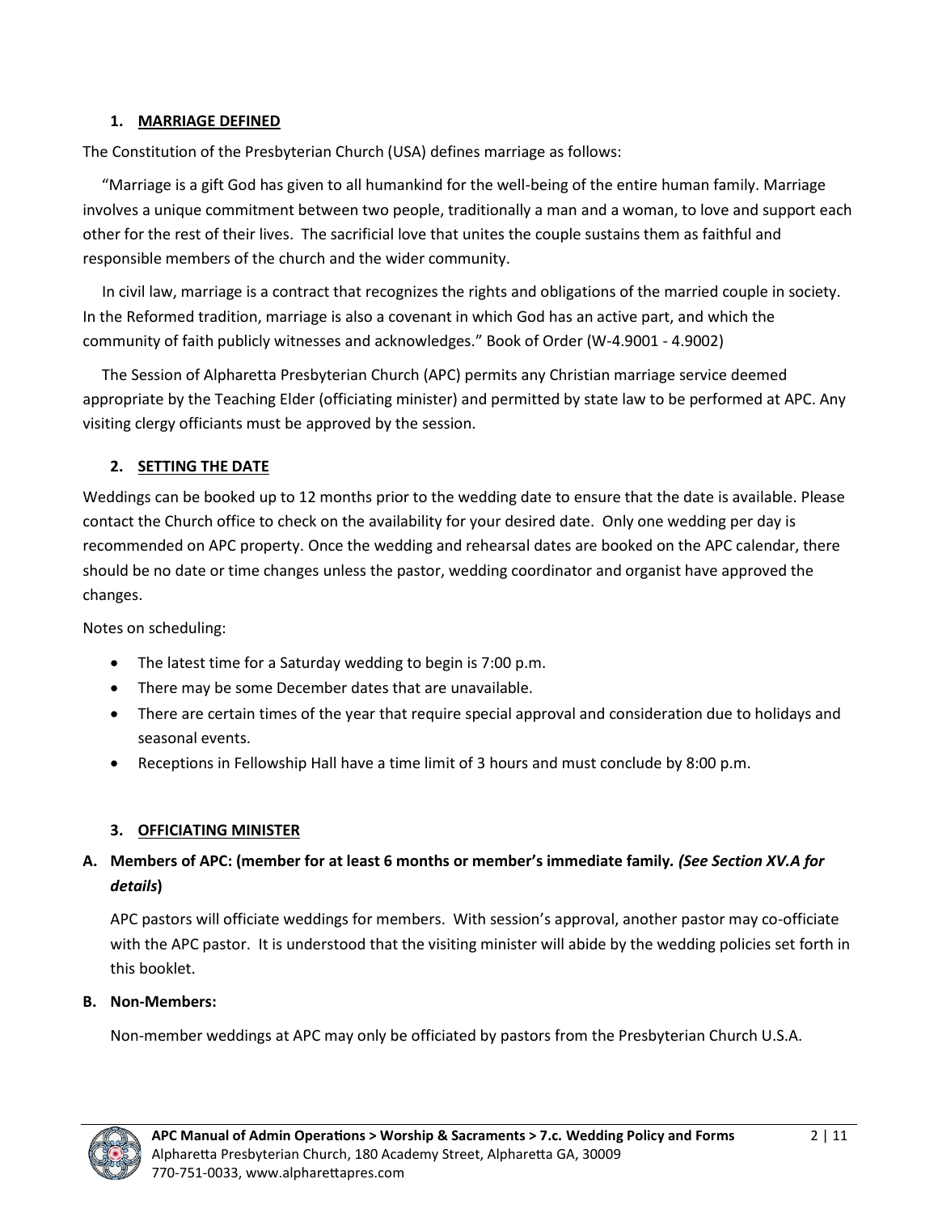## 1. MARRIAGE DEFINED

The Constitution of the Presbyterian Church (USA) defines marriage as follows:

"Marriage is a gift God has given to all humankind for the well-being of the entire human family. Marriage involves a unique commitment between two people, traditionally a man and a woman, to love and support each other for the rest of their lives. The sacrificial love that unites the couple sustains them as faithful and responsible members of the church and the wider community.

In civil law, marriage is a contract that recognizes the rights and obligations of the married couple in society. In the Reformed tradition, marriage is also a covenant in which God has an active part, and which the community of faith publicly witnesses and acknowledges." Book of Order (W-4.9001 - 4.9002)

The Session of Alpharetta Presbyterian Church (APC) permits any Christian marriage service deemed appropriate by the Teaching Elder (officiating minister) and permitted by state law to be performed at APC. Any visiting clergy officiants must be approved by the session.

## 2. SETTING THE DATE

Weddings can be booked up to 12 months prior to the wedding date to ensure that the date is available. Please contact the Church office to check on the availability for your desired date. Only one wedding per day is recommended on APC property. Once the wedding and rehearsal dates are booked on the APC calendar, there should be no date or time changes unless the pastor, wedding coordinator and organist have approved the changes.

Notes on scheduling:

- The latest time for a Saturday wedding to begin is 7:00 p.m.
- There may be some December dates that are unavailable.
- There are certain times of the year that require special approval and consideration due to holidays and seasonal events.
- Receptions in Fellowship Hall have a time limit of 3 hours and must conclude by 8:00 p.m.

## 3. OFFICIATING MINISTER

### A. Members of APC: (member for at least 6 months or member's immediate family. *(See Section XV.A for details)*)

APC pastors will officiate weddings for members. With session's approval, another pastor may co-officiate with the APC pastor. It is understood that the visiting minister will abide by the wedding policies set forth in this booklet.

### B. Non-Members:

Non-member weddings at APC may only be officiated by pastors from the Presbyterian Church U.S.A.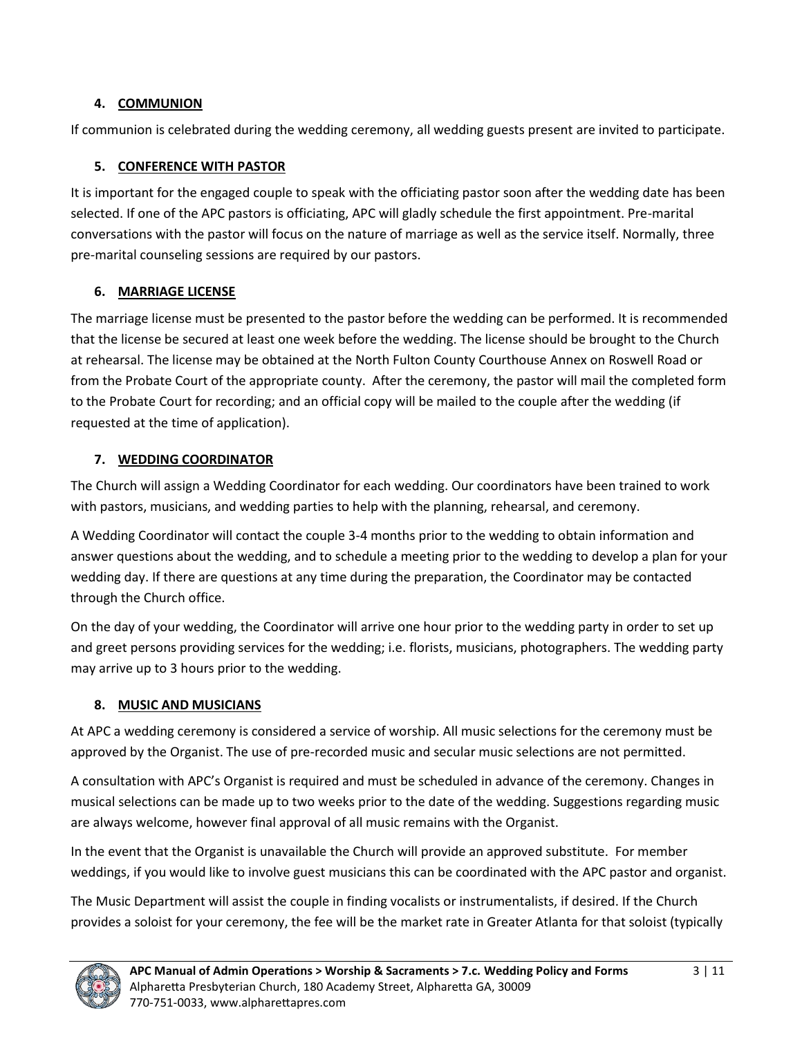### 4. COMMUNION

If communion is celebrated during the wedding ceremony, all wedding guests present are invited to participate.

### 5. CONFERENCE WITH PASTOR

It is important for the engaged couple to speak with the officiating pastor soon after the wedding date has been selected. If one of the APC pastors is officiating, APC will gladly schedule the first appointment. Pre-marital conversations with the pastor will focus on the nature of marriage as well as the service itself. Normally, three pre-marital counseling sessions are required by our pastors.

### 6. MARRIAGE LICENSE

The marriage license must be presented to the pastor before the wedding can be performed. It is recommended that the license be secured at least one week before the wedding. The license should be brought to the Church at rehearsal. The license may be obtained at the North Fulton County Courthouse Annex on Roswell Road or from the Probate Court of the appropriate county. After the ceremony, the pastor will mail the completed form to the Probate Court for recording; and an official copy will be mailed to the couple after the wedding (if requested at the time of application).

### 7. WEDDING COORDINATOR

The Church will assign a Wedding Coordinator for each wedding. Our coordinators have been trained to work with pastors, musicians, and wedding parties to help with the planning, rehearsal, and ceremony.

A Wedding Coordinator will contact the couple 3-4 months prior to the wedding to obtain information and answer questions about the wedding, and to schedule a meeting prior to the wedding to develop a plan for your wedding day. If there are questions at any time during the preparation, the Coordinator may be contacted through the Church office.

On the day of your wedding, the Coordinator will arrive one hour prior to the wedding party in order to set up and greet persons providing services for the wedding; i.e. florists, musicians, photographers. The wedding party may arrive up to 3 hours prior to the wedding.

### 8. MUSIC AND MUSICIANS

At APC a wedding ceremony is considered a service of worship. All music selections for the ceremony must be approved by the Organist. The use of pre-recorded music and secular music selections are not permitted.

A consultation with APC's Organist is required and must be scheduled in advance of the ceremony. Changes in musical selections can be made up to two weeks prior to the date of the wedding. Suggestions regarding music are always welcome, however final approval of all music remains with the Organist.

In the event that the Organist is unavailable the Church will provide an approved substitute. For member weddings, if you would like to involve guest musicians this can be coordinated with the APC pastor and organist.

The Music Department will assist the couple in finding vocalists or instrumentalists, if desired. If the Church provides a soloist for your ceremony, the fee will be the market rate in Greater Atlanta for that soloist (typically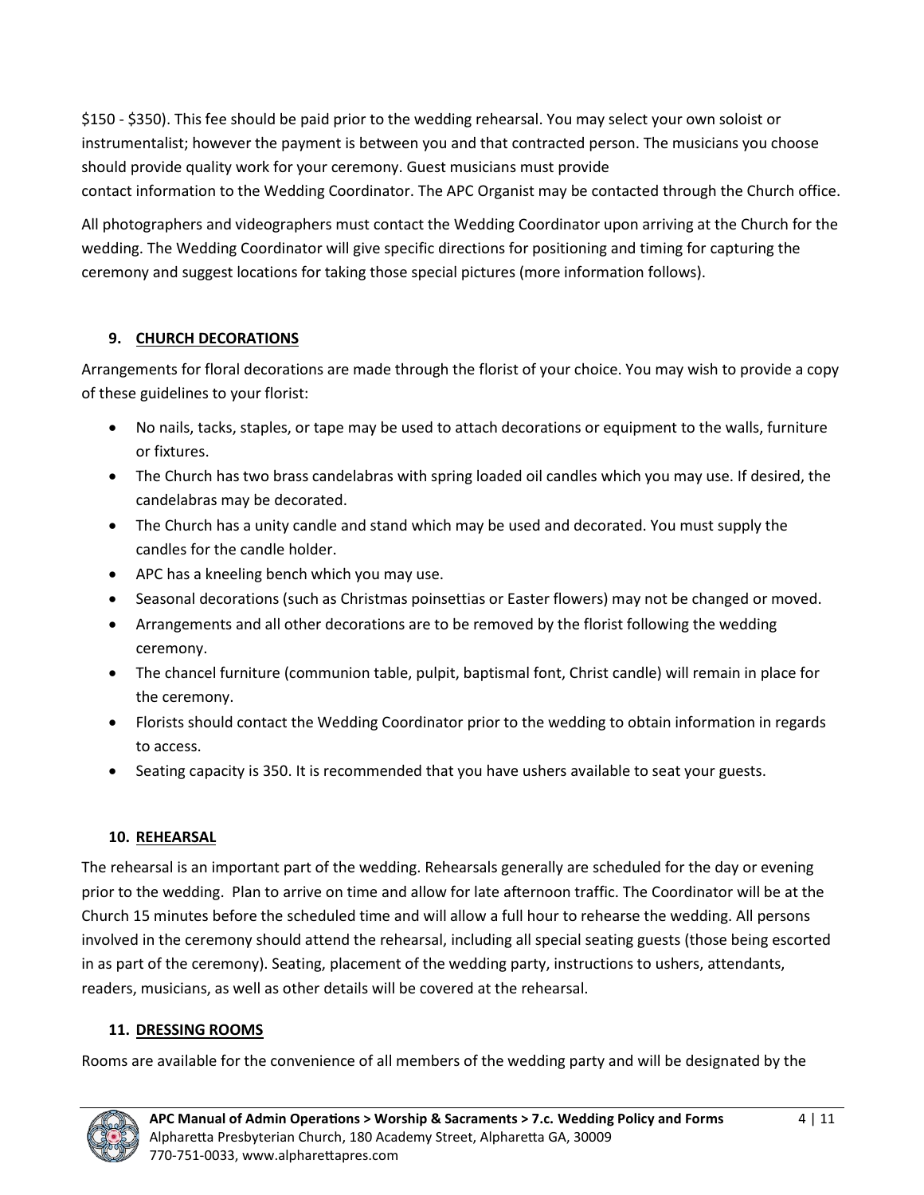$150 - $350). This fee should be paid prior to the wedding rehearsal. You may select your own soloist or instrumentalist; however the payment is between you and that contracted person. The musicians you choose should provide quality work for your ceremony. Guest musicians must provide contact information to the Wedding Coordinator. The APC Organist may be contacted through the Church office.

All photographers and videographers must contact the Wedding Coordinator upon arriving at the Church for the wedding. The Wedding Coordinator will give specific directions for positioning and timing for capturing the ceremony and suggest locations for taking those special pictures (more information follows).

## 9. CHURCH DECORATIONS

Arrangements for floral decorations are made through the florist of your choice. You may wish to provide a copy of these guidelines to your florist:

- No nails, tacks, staples, or tape may be used to attach decorations or equipment to the walls, furniture or fixtures.
- The Church has two brass candelabras with spring loaded oil candles which you may use. If desired, the candelabras may be decorated.
- The Church has a unity candle and stand which may be used and decorated. You must supply the candles for the candle holder.
- APC has a kneeling bench which you may use.
- Seasonal decorations (such as Christmas poinsettias or Easter flowers) may not be changed or moved.
- Arrangements and all other decorations are to be removed by the florist following the wedding ceremony.
- The chancel furniture (communion table, pulpit, baptismal font, Christ candle) will remain in place for the ceremony.
- Florists should contact the Wedding Coordinator prior to the wedding to obtain information in regards to access.
- Seating capacity is 350. It is recommended that you have ushers available to seat your guests.

## 10. REHEARSAL

The rehearsal is an important part of the wedding. Rehearsals generally are scheduled for the day or evening prior to the wedding. Plan to arrive on time and allow for late afternoon traffic. The Coordinator will be at the Church 15 minutes before the scheduled time and will allow a full hour to rehearse the wedding. All persons involved in the ceremony should attend the rehearsal, including all special seating guests (those being escorted in as part of the ceremony). Seating, placement of the wedding party, instructions to ushers, attendants, readers, musicians, as well as other details will be covered at the rehearsal.

## 11. DRESSING ROOMS

Rooms are available for the convenience of all members of the wedding party and will be designated by the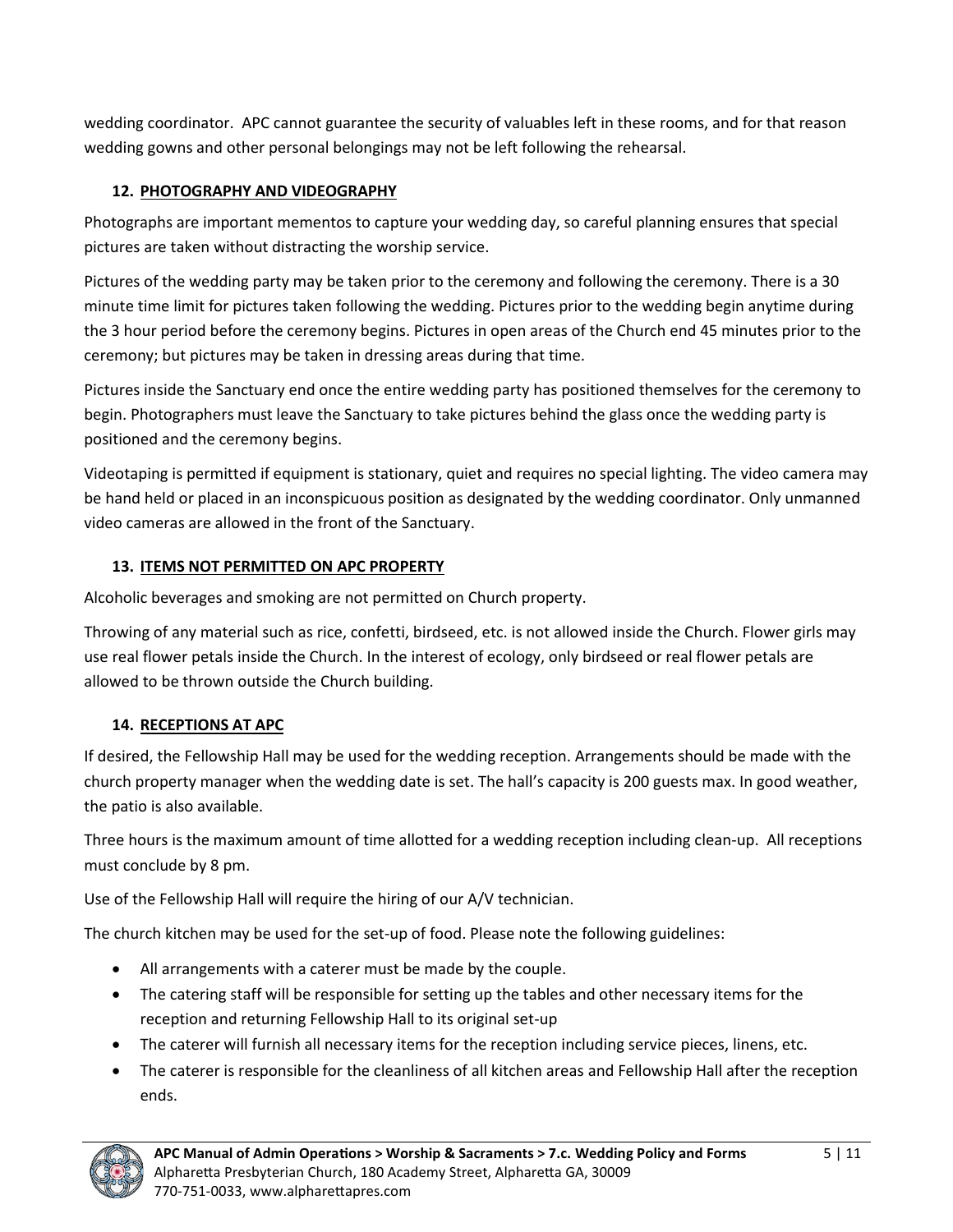wedding coordinator. APC cannot guarantee the security of valuables left in these rooms, and for that reason wedding gowns and other personal belongings may not be left following the rehearsal.

## 12. PHOTOGRAPHY AND VIDEOGRAPHY

Photographs are important mementos to capture your wedding day, so careful planning ensures that special pictures are taken without distracting the worship service.

Pictures of the wedding party may be taken prior to the ceremony and following the ceremony. There is a 30 minute time limit for pictures taken following the wedding. Pictures prior to the wedding begin anytime during the 3 hour period before the ceremony begins. Pictures in open areas of the Church end 45 minutes prior to the ceremony; but pictures may be taken in dressing areas during that time.

Pictures inside the Sanctuary end once the entire wedding party has positioned themselves for the ceremony to begin. Photographers must leave the Sanctuary to take pictures behind the glass once the wedding party is positioned and the ceremony begins.

Videotaping is permitted if equipment is stationary, quiet and requires no special lighting. The video camera may be hand held or placed in an inconspicuous position as designated by the wedding coordinator. Only unmanned video cameras are allowed in the front of the Sanctuary.

## 13. ITEMS NOT PERMITTED ON APC PROPERTY

Alcoholic beverages and smoking are not permitted on Church property.

Throwing of any material such as rice, confetti, birdseed, etc. is not allowed inside the Church. Flower girls may use real flower petals inside the Church. In the interest of ecology, only birdseed or real flower petals are allowed to be thrown outside the Church building.

## 14. RECEPTIONS AT APC

If desired, the Fellowship Hall may be used for the wedding reception. Arrangements should be made with the church property manager when the wedding date is set. The hall's capacity is 200 guests max. In good weather, the patio is also available.

Three hours is the maximum amount of time allotted for a wedding reception including clean-up. All receptions must conclude by 8 pm.

Use of the Fellowship Hall will require the hiring of our A/V technician.

The church kitchen may be used for the set-up of food. Please note the following guidelines:

- All arrangements with a caterer must be made by the couple.
- The catering staff will be responsible for setting up the tables and other necessary items for the reception and returning Fellowship Hall to its original set-up
- The caterer will furnish all necessary items for the reception including service pieces, linens, etc.
- The caterer is responsible for the cleanliness of all kitchen areas and Fellowship Hall after the reception ends.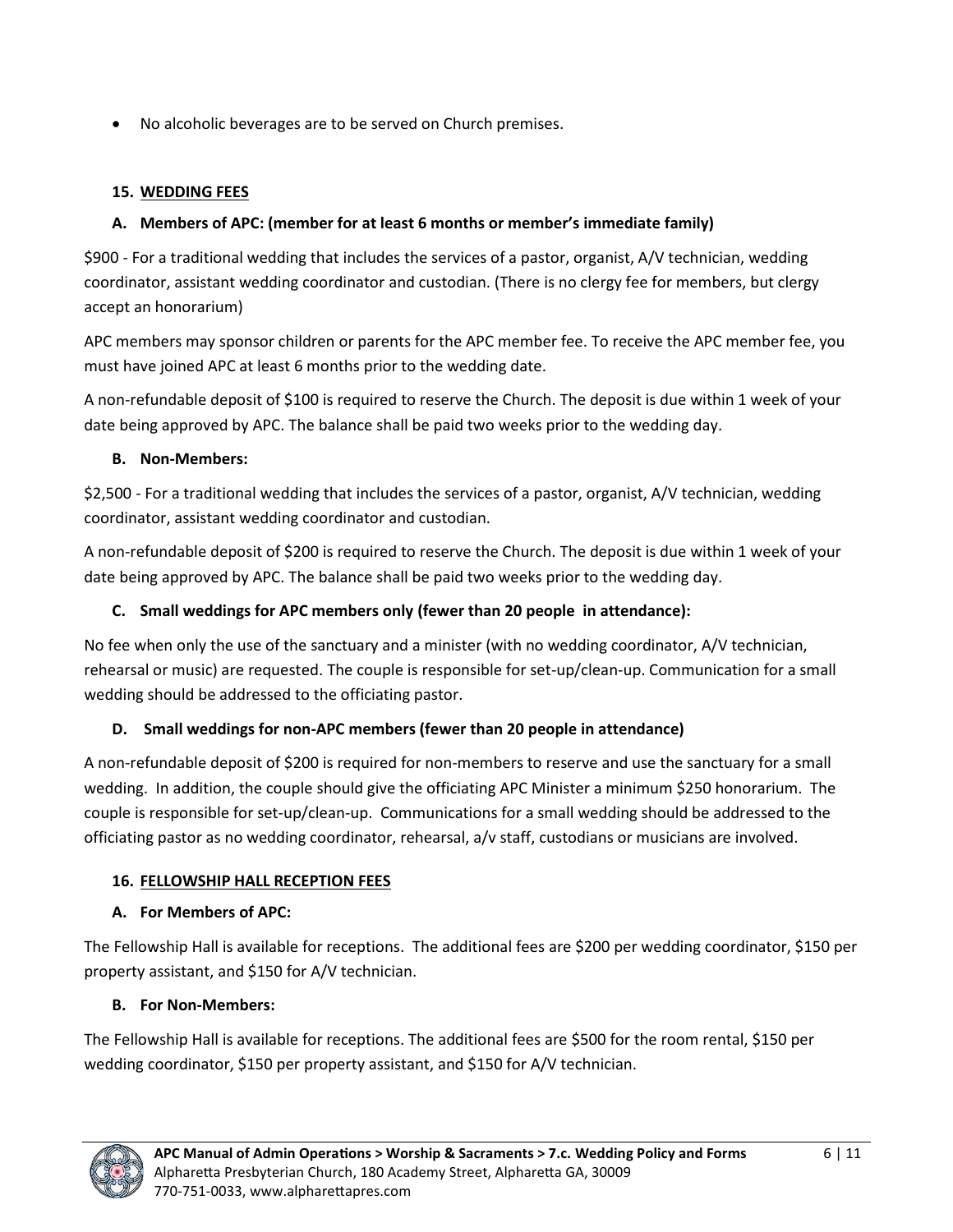- No alcoholic beverages are to be served on Church premises.

## 15. <u>WEDDING FEES</u>

### A. Members of APC: (member for at least 6 months or member's immediate family)

$900 - For a traditional wedding that includes the services of a pastor, organist, A/V technician, wedding coordinator, assistant wedding coordinator and custodian. (There is no clergy fee for members, but clergy accept an honorarium)

APC members may sponsor children or parents for the APC member fee. To receive the APC member fee, you must have joined APC at least 6 months prior to the wedding date.

A non-refundable deposit of $100 is required to reserve the Church. The deposit is due within 1 week of your date being approved by APC. The balance shall be paid two weeks prior to the wedding day.

### B. Non-Members:

$2,500 - For a traditional wedding that includes the services of a pastor, organist, A/V technician, wedding coordinator, assistant wedding coordinator and custodian.

A non-refundable deposit of $200 is required to reserve the Church. The deposit is due within 1 week of your date being approved by APC. The balance shall be paid two weeks prior to the wedding day.

### C. Small weddings for APC members only (fewer than 20 people in attendance):

No fee when only the use of the sanctuary and a minister (with no wedding coordinator, A/V technician, rehearsal or music) are requested. The couple is responsible for set-up/clean-up. Communication for a small wedding should be addressed to the officiating pastor.

### D. Small weddings for non-APC members (fewer than 20 people in attendance)

A non-refundable deposit of $200 is required for non-members to reserve and use the sanctuary for a small wedding. In addition, the couple should give the officiating APC Minister a minimum $250 honorarium. The couple is responsible for set-up/clean-up. Communications for a small wedding should be addressed to the officiating pastor as no wedding coordinator, rehearsal, a/v staff, custodians or musicians are involved.

## 16. <u>FELLOWSHIP HALL RECEPTION FEES</u>

### A. For Members of APC:

The Fellowship Hall is available for receptions. The additional fees are $200 per wedding coordinator, $150 per property assistant, and $150 for A/V technician.

### B. For Non-Members:

The Fellowship Hall is available for receptions. The additional fees are $500 for the room rental, $150 per wedding coordinator, $150 per property assistant, and $150 for A/V technician.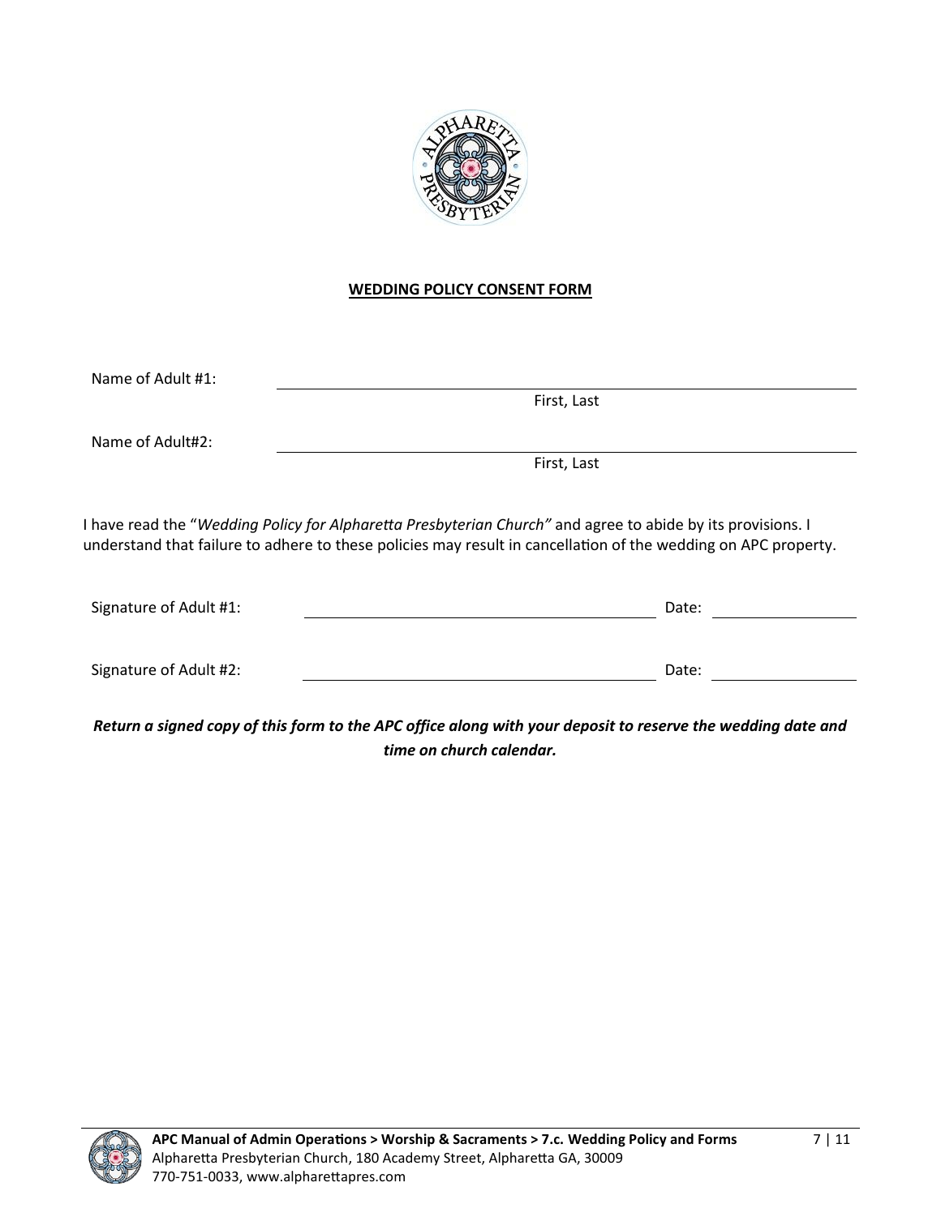**WEDDING POLICY CONSENT FORM**

Name of Adult #1: ______________________________________________
First, Last

Name of Adult#2: ______________________________________________
First, Last

I have read the "*Wedding Policy for Alpharetta Presbyterian Church"* and agree to abide by its provisions. I understand that failure to adhere to these policies may result in cancellation of the wedding on APC property.

Signature of Adult #1: ______________________________ Date: ______________

Signature of Adult #2: ______________________________ Date: ______________

***Return a signed copy of this form to the APC office along with your deposit to reserve the wedding date and time on church calendar.***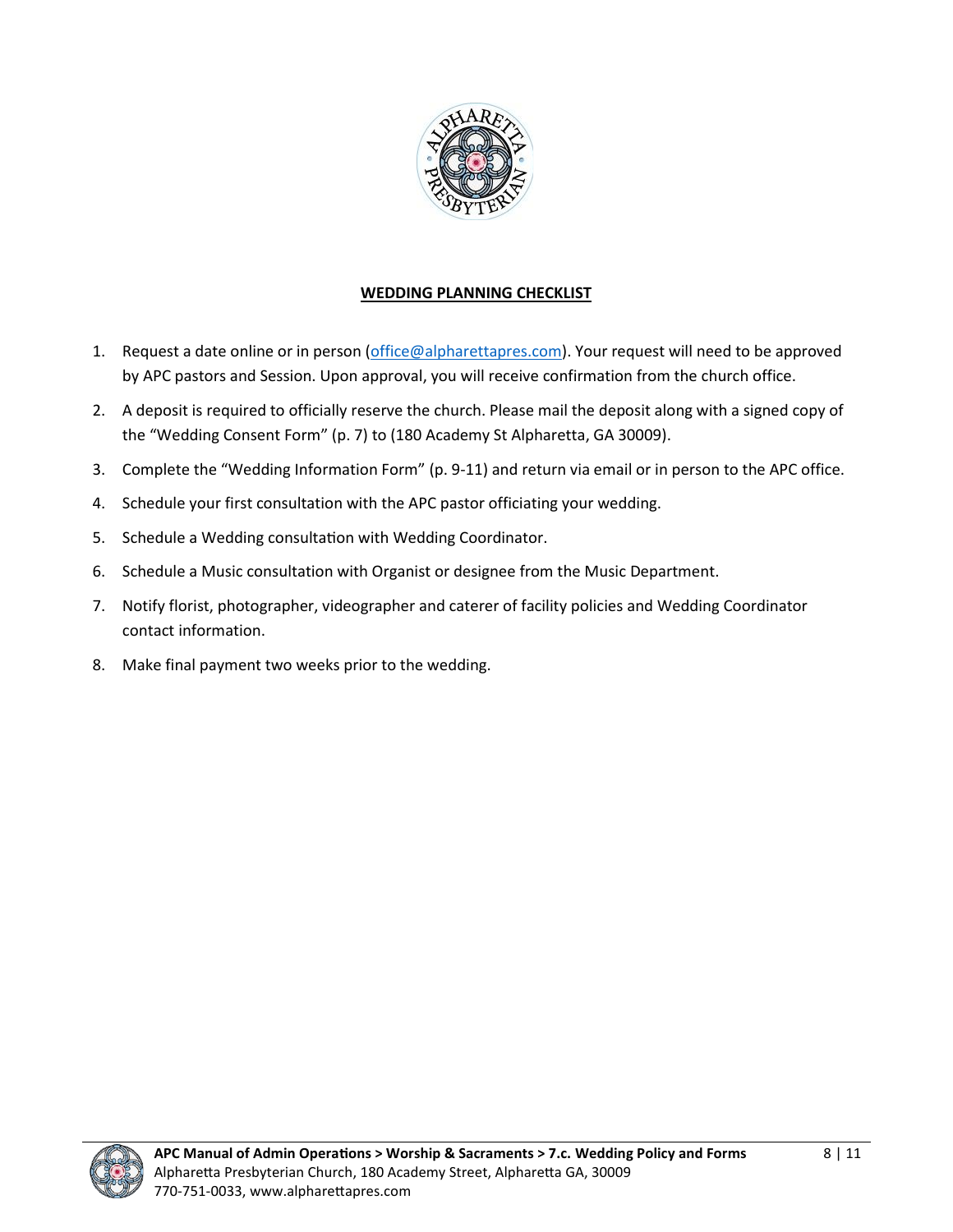## WEDDING PLANNING CHECKLIST

1. Request a date online or in person (office@alpharettapres.com). Your request will need to be approved by APC pastors and Session. Upon approval, you will receive confirmation from the church office.
2. A deposit is required to officially reserve the church. Please mail the deposit along with a signed copy of the "Wedding Consent Form" (p. 7) to (180 Academy St Alpharetta, GA 30009).
3. Complete the "Wedding Information Form" (p. 9-11) and return via email or in person to the APC office.
4. Schedule your first consultation with the APC pastor officiating your wedding.
5. Schedule a Wedding consultation with Wedding Coordinator.
6. Schedule a Music consultation with Organist or designee from the Music Department.
7. Notify florist, photographer, videographer and caterer of facility policies and Wedding Coordinator contact information.
8. Make final payment two weeks prior to the wedding.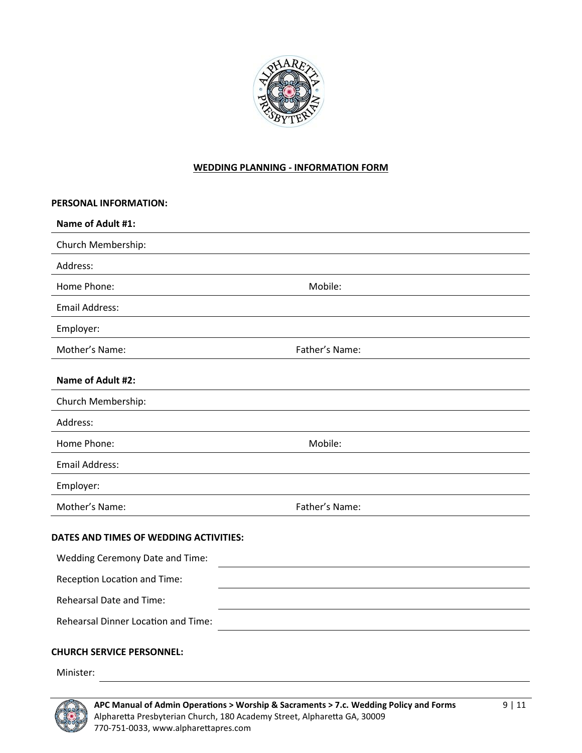## WEDDING PLANNING - INFORMATION FORM

**PERSONAL INFORMATION:**

**Name of Adult #1:**

Church Membership:

Address:

Home Phone: Mobile:

Email Address:

Employer:

Mother's Name: Father's Name:

**Name of Adult #2:**

Church Membership:

Address:

Home Phone: Mobile:

Email Address:

Employer:

Mother's Name: Father's Name:

**DATES AND TIMES OF WEDDING ACTIVITIES:**

Wedding Ceremony Date and Time:

Reception Location and Time:

Rehearsal Date and Time:

Rehearsal Dinner Location and Time:

**CHURCH SERVICE PERSONNEL:**

Minister: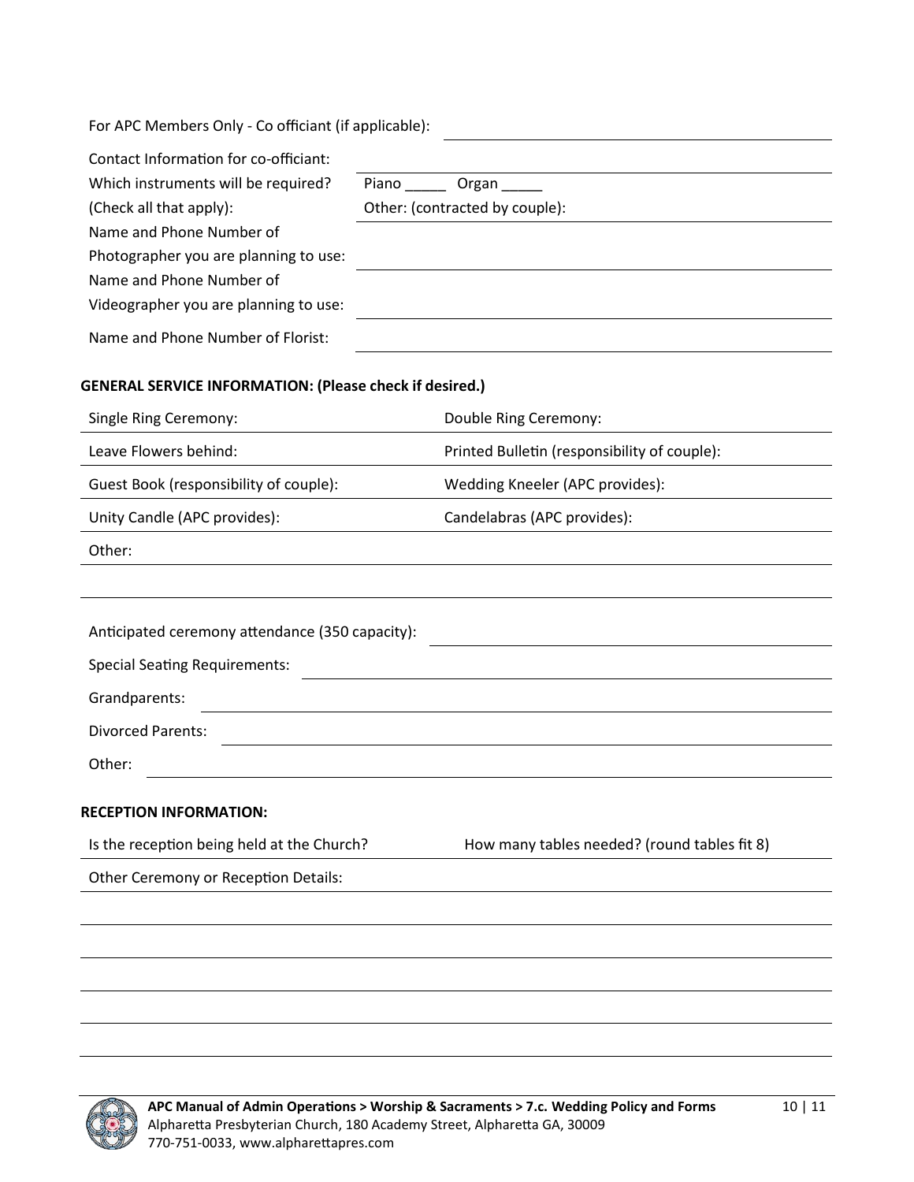For APC Members Only - Co officiant (if applicable): ______________________________

Contact Information for co-officiant: ______________________________

Which instruments will be required? (Check all that apply): Piano _____ Organ _____ Other: (contracted by couple): ______________________________

Name and Phone Number of Photographer you are planning to use: ______________________________

Name and Phone Number of Videographer you are planning to use: ______________________________

Name and Phone Number of Florist: ______________________________

**GENERAL SERVICE INFORMATION: (Please check if desired.)**

| | |
|---|---|
| Single Ring Ceremony: | Double Ring Ceremony: |
| Leave Flowers behind: | Printed Bulletin (responsibility of couple): |
| Guest Book (responsibility of couple): | Wedding Kneeler (APC provides): |
| Unity Candle (APC provides): | Candelabras (APC provides): |

Other: ______________________________

______________________________

Anticipated ceremony attendance (350 capacity): ______________________________

Special Seating Requirements: ______________________________

Grandparents: ______________________________

Divorced Parents: ______________________________

Other: ______________________________

**RECEPTION INFORMATION:**

Is the reception being held at the Church? How many tables needed? (round tables fit 8)

Other Ceremony or Reception Details: ______________________________

______________________________

______________________________

______________________________

______________________________

______________________________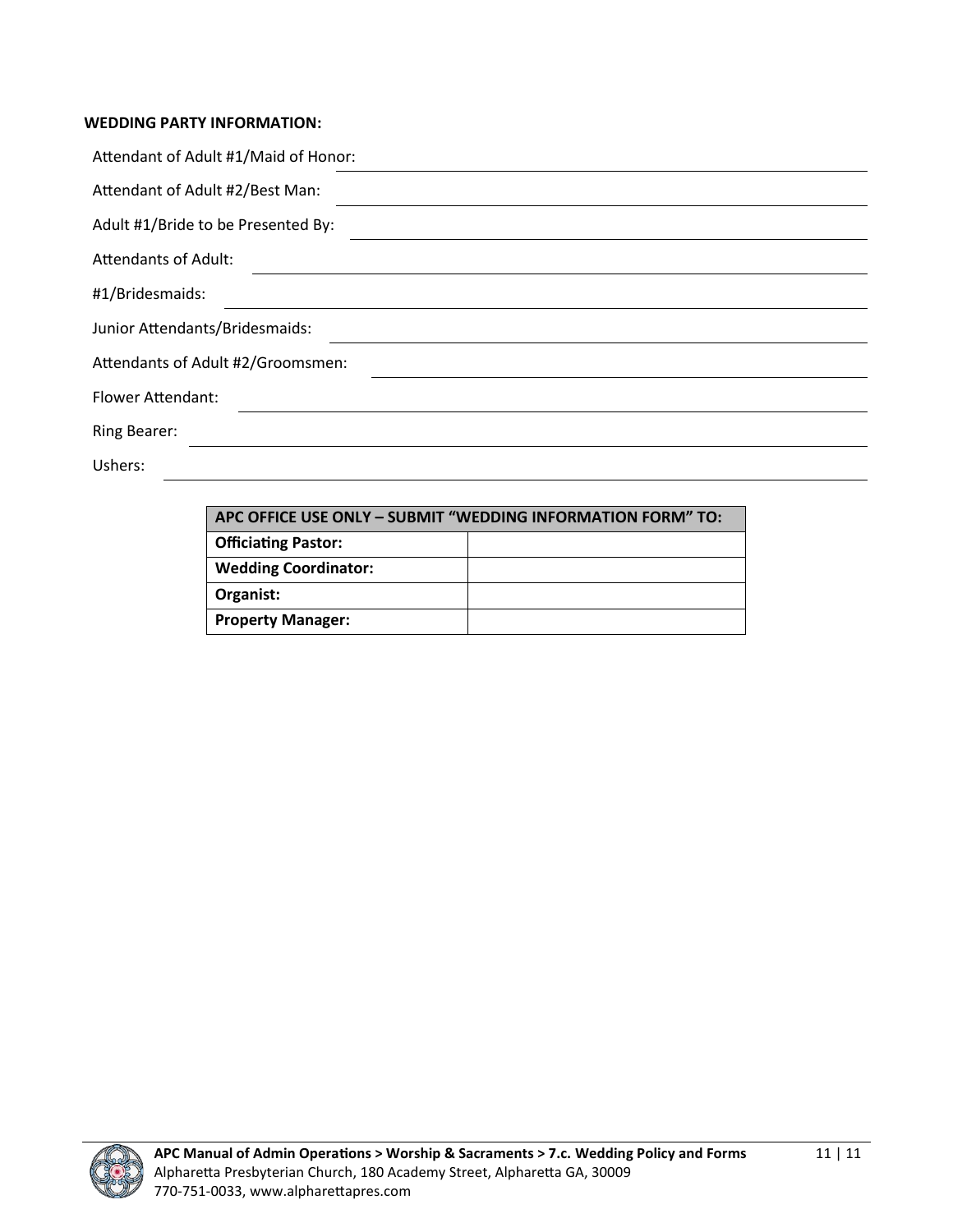**WEDDING PARTY INFORMATION:**

Attendant of Adult #1/Maid of Honor: \_\_\_\_\_\_\_\_\_\_\_\_\_\_\_\_\_\_\_\_

Attendant of Adult #2/Best Man: \_\_\_\_\_\_\_\_\_\_\_\_\_\_\_\_\_\_\_\_

Adult #1/Bride to be Presented By: \_\_\_\_\_\_\_\_\_\_\_\_\_\_\_\_\_\_\_\_

Attendants of Adult: \_\_\_\_\_\_\_\_\_\_\_\_\_\_\_\_\_\_\_\_

#1/Bridesmaids: \_\_\_\_\_\_\_\_\_\_\_\_\_\_\_\_\_\_\_\_

Junior Attendants/Bridesmaids: \_\_\_\_\_\_\_\_\_\_\_\_\_\_\_\_\_\_\_\_

Attendants of Adult #2/Groomsmen: \_\_\_\_\_\_\_\_\_\_\_\_\_\_\_\_\_\_\_\_

Flower Attendant: \_\_\_\_\_\_\_\_\_\_\_\_\_\_\_\_\_\_\_\_

Ring Bearer: \_\_\_\_\_\_\_\_\_\_\_\_\_\_\_\_\_\_\_\_

Ushers: \_\_\_\_\_\_\_\_\_\_\_\_\_\_\_\_\_\_\_\_

| APC OFFICE USE ONLY – SUBMIT "WEDDING INFORMATION FORM" TO: | |
|---|---|
| **Officiating Pastor:** | |
| **Wedding Coordinator:** | |
| **Organist:** | |
| **Property Manager:** | |